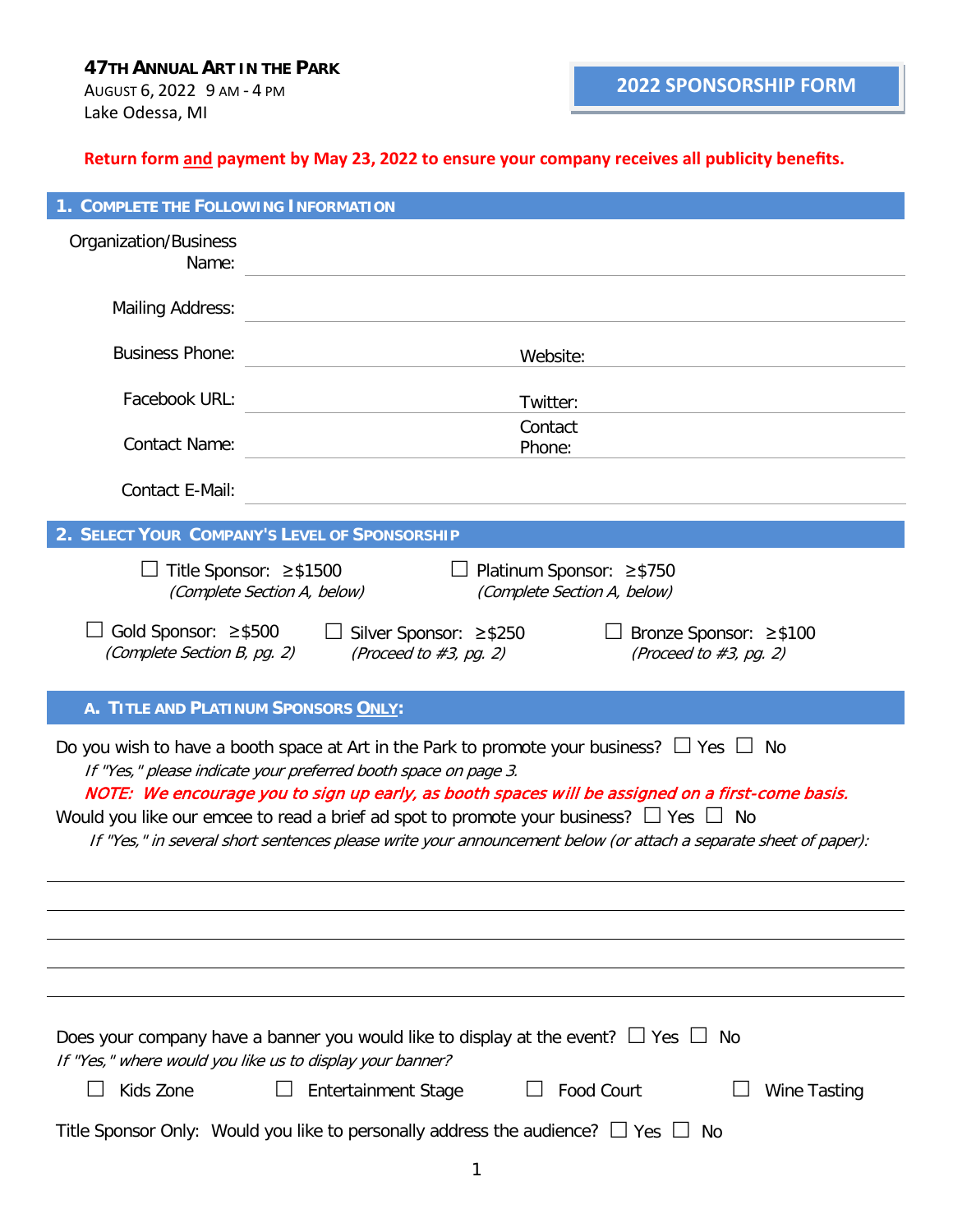**47TH ANNUAL ART IN THE PARK**
AUGUST 6, 2022 9 AM - 4 PM
Lake Odessa, MI

# 2022 SPONSORSHIP FORM

**Return form and payment by May 23, 2022 to ensure your company receives all publicity benefits.**

## 1. COMPLETE THE FOLLOWING INFORMATION

Organization/Business Name: ____________________

Mailing Address: ____________________

Business Phone: ____________________ Website: ____________________

Facebook URL: ____________________ Twitter: ____________________

Contact Name: ____________________ Contact Phone: ____________________

Contact E-Mail: ____________________

## 2. SELECT YOUR COMPANY'S LEVEL OF SPONSORSHIP

☐ Title Sponsor: ≥$1500 *(Complete Section A, below)*

☐ Platinum Sponsor: ≥$750 *(Complete Section A, below)*

☐ Gold Sponsor: ≥$500 *(Complete Section B, pg. 2)*

☐ Silver Sponsor: ≥$250 *(Proceed to #3, pg. 2)*

☐ Bronze Sponsor: ≥$100 *(Proceed to #3, pg. 2)*

### A. TITLE AND PLATINUM SPONSORS ONLY:

Do you wish to have a booth space at Art in the Park to promote your business? ☐ Yes ☐ No

*If "Yes," please indicate your preferred booth space on page 3.*

***NOTE: We encourage you to sign up early, as booth spaces will be assigned on a first-come basis.***

Would you like our emcee to read a brief ad spot to promote your business? ☐ Yes ☐ No

*If "Yes," in several short sentences please write your announcement below (or attach a separate sheet of paper):*

____________________

____________________

____________________

____________________

____________________

Does your company have a banner you would like to display at the event? ☐ Yes ☐ No

*If "Yes," where would you like us to display your banner?*

☐ Kids Zone ☐ Entertainment Stage ☐ Food Court ☐ Wine Tasting

Title Sponsor Only: Would you like to personally address the audience? ☐ Yes ☐ No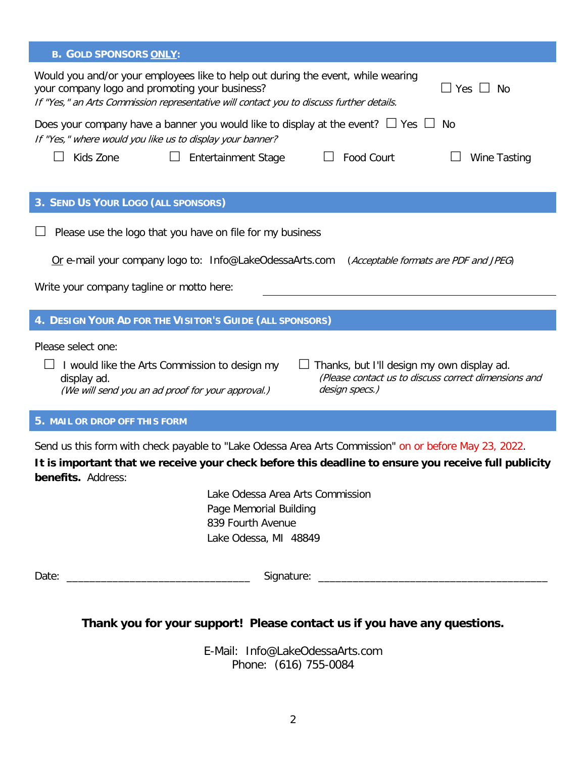## B. Gold Sponsors ONLY:

Would you and/or your employees like to help out during the event, while wearing your company logo and promoting your business? ☐ Yes ☐ No

*If "Yes," an Arts Commission representative will contact you to discuss further details.*

Does your company have a banner you would like to display at the event? ☐ Yes ☐ No

*If "Yes," where would you like us to display your banner?*

☐ Kids Zone ☐ Entertainment Stage ☐ Food Court ☐ Wine Tasting

## 3. Send Us Your Logo (All Sponsors)

☐ Please use the logo that you have on file for my business

Or e-mail your company logo to: Info@LakeOdessaArts.com (*Acceptable formats are PDF and JPEG*)

Write your company tagline or motto here: ______________________________

## 4. Design Your Ad for the Visitor's Guide (All Sponsors)

Please select one:

☐ I would like the Arts Commission to design my display ad.
*(We will send you an ad proof for your approval.)*

☐ Thanks, but I'll design my own display ad.
*(Please contact us to discuss correct dimensions and design specs.)*

## 5. Mail or Drop Off This Form

Send us this form with check payable to "Lake Odessa Area Arts Commission" on or before May 23, 2022.

**It is important that we receive your check before this deadline to ensure you receive full publicity benefits.** Address:

Lake Odessa Area Arts Commission
Page Memorial Building
839 Fourth Avenue
Lake Odessa, MI 48849

Date: ______________________________ Signature: ______________________________________

**Thank you for your support! Please contact us if you have any questions.**

E-Mail: Info@LakeOdessaArts.com
Phone: (616) 755-0084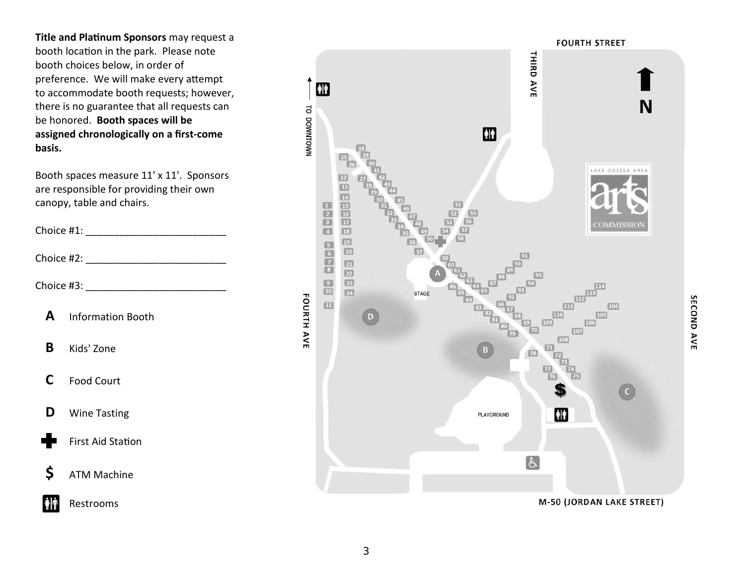**Title and Platinum Sponsors** may request a booth location in the park. Please note booth choices below, in order of preference. We will make every attempt to accommodate booth requests; however, there is no guarantee that all requests can be honored. **Booth spaces will be assigned chronologically on a first-come basis.**

Booth spaces measure 11' x 11'. Sponsors are responsible for providing their own canopy, table and chairs.

Choice #1: ________________________

Choice #2: ________________________

Choice #3: ________________________

**A** Information Booth

**B** Kids' Zone

**C** Food Court

**D** Wine Tasting

First Aid Station

**$** ATM Machine

Restrooms

FOURTH STREET

THIRD AVE

N

TO DOWNTOWN

LAKE ODESSA AREA arts COMMISSION

STAGE

FOURTH AVE

SECOND AVE

PLAYGROUND

M-50 (JORDAN LAKE STREET)